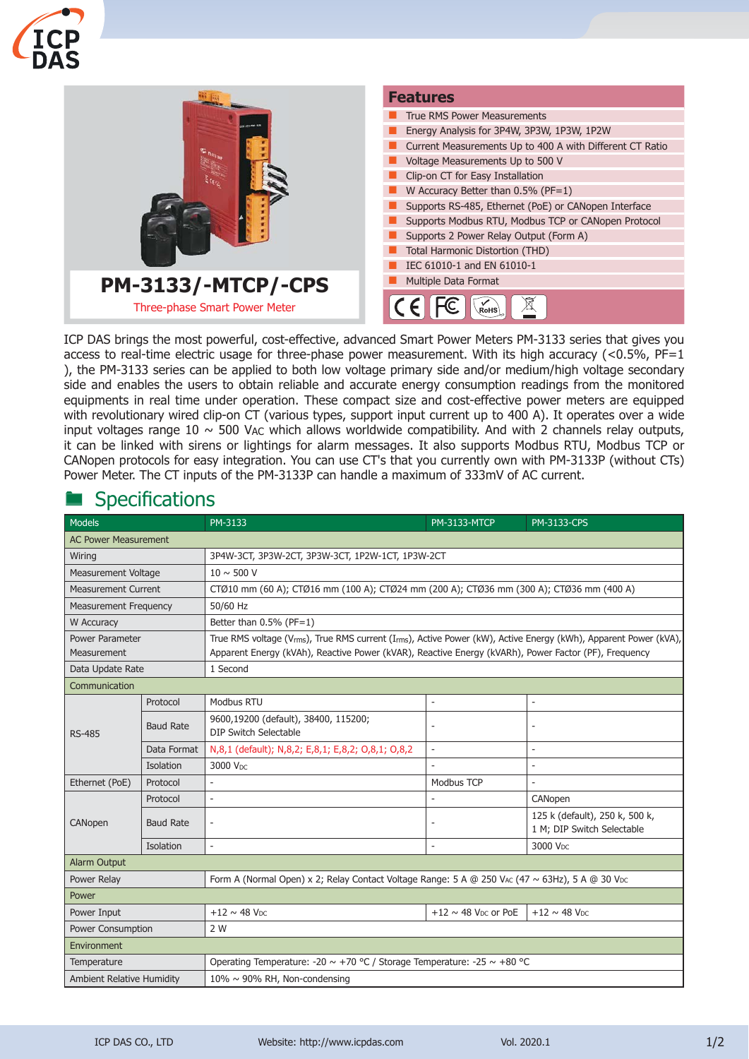# PM-3133/-MTCP/-CPS

Three-phase Smart Power Meter

## Features

- True RMS Power Measurements
- Energy Analysis for 3P4W, 3P3W, 1P3W, 1P2W
- Current Measurements Up to 400 A with Different CT Ratio
- Voltage Measurements Up to 500 V
- Clip-on CT for Easy Installation
- W Accuracy Better than 0.5% (PF=1)
- Supports RS-485, Ethernet (PoE) or CANopen Interface
- Supports Modbus RTU, Modbus TCP or CANopen Protocol
- Supports 2 Power Relay Output (Form A)
- Total Harmonic Distortion (THD)
- IEC 61010-1 and EN 61010-1
- Multiple Data Format

ICP DAS brings the most powerful, cost-effective, advanced Smart Power Meters PM-3133 series that gives you access to real-time electric usage for three-phase power measurement. With its high accuracy (<0.5%, PF=1 ), the PM-3133 series can be applied to both low voltage primary side and/or medium/high voltage secondary side and enables the users to obtain reliable and accurate energy consumption readings from the monitored equipments in real time under operation. These compact size and cost-effective power meters are equipped with revolutionary wired clip-on CT (various types, support input current up to 400 A). It operates over a wide input voltages range 10 ~ 500 $V_{AC}$ which allows worldwide compatibility. And with 2 channels relay outputs, it can be linked with sirens or lightings for alarm messages. It also supports Modbus RTU, Modbus TCP or CANopen protocols for easy integration. You can use CT's that you currently own with PM-3133P (without CTs) Power Meter. The CT inputs of the PM-3133P can handle a maximum of 333mV of AC current.

## Specifications

| Models | | PM-3133 | PM-3133-MTCP | PM-3133-CPS |
|---|---|---|---|---|
| **AC Power Measurement** | | | | |
| Wiring | | 3P4W-3CT, 3P3W-2CT, 3P3W-3CT, 1P2W-1CT, 1P3W-2CT | | |
| Measurement Voltage | | 10 ~ 500 V | | |
| Measurement Current | | CTØ10 mm (60 A); CTØ16 mm (100 A); CTØ24 mm (200 A); CTØ36 mm (300 A); CTØ36 mm (400 A) | | |
| Measurement Frequency | | 50/60 Hz | | |
| W Accuracy | | Better than 0.5% (PF=1) | | |
| Power Parameter Measurement | | True RMS voltage ($V_{rms}$), True RMS current ($I_{rms}$), Active Power (kW), Active Energy (kWh), Apparent Power (kVA), Apparent Energy (kVAh), Reactive Power (kVAR), Reactive Energy (kVARh), Power Factor (PF), Frequency | | |
| Data Update Rate | | 1 Second | | |
| **Communication** | | | | |
| RS-485 | Protocol | Modbus RTU | - | - |
| | Baud Rate | 9600,19200 (default), 38400, 115200; DIP Switch Selectable | - | - |
| | Data Format | N,8,1 (default); N,8,2; E,8,1; E,8,2; O,8,1; O,8,2 | - | - |
| | Isolation | 3000 $V_{DC}$ | - | - |
| Ethernet (PoE) | Protocol | - | Modbus TCP | - |
| CANopen | Protocol | - | - | CANopen |
| | Baud Rate | - | - | 125 k (default), 250 k, 500 k, 1 M; DIP Switch Selectable |
| | Isolation | - | - | 3000 $V_{DC}$ |
| **Alarm Output** | | | | |
| Power Relay | | Form A (Normal Open) x 2; Relay Contact Voltage Range: 5 A @ 250 $V_{AC}$ (47 ~ 63Hz), 5 A @ 30 $V_{DC}$ | | |
| **Power** | | | | |
| Power Input | | +12 ~ 48 $V_{DC}$ | +12 ~ 48 $V_{DC}$ or PoE | +12 ~ 48 $V_{DC}$ |
| Power Consumption | | 2 W | | |
| **Environment** | | | | |
| Temperature | | Operating Temperature: -20 ~ +70 °C / Storage Temperature: -25 ~ +80 °C | | |
| Ambient Relative Humidity | | 10% ~ 90% RH, Non-condensing | | |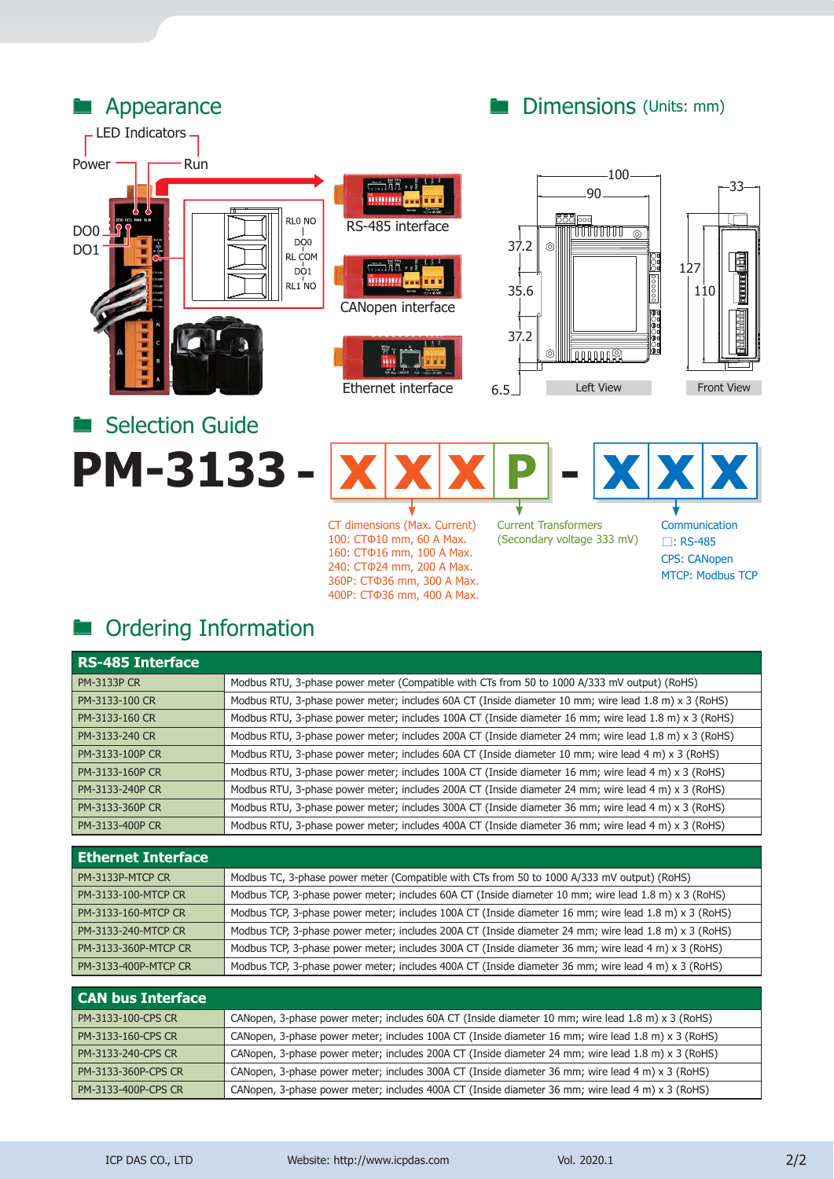## Appearance

LED Indicators

Power

Run

DO0

DO1

RL0 NO
DO0
RL COM
DO1
RL1 NO

RS-485 interface

CANopen interface

Ethernet interface

## Dimensions (Units: mm)

100

90

33

37.2

35.6

37.2

6.5

127

110

Left View

Front View

## Selection Guide

**PM-3133 - X X X P - X X X**

CT dimensions (Max. Current)
100: CTΦ10 mm, 60 A Max.
160: CTΦ16 mm, 100 A Max.
240: CTΦ24 mm, 200 A Max.
360P: CTΦ36 mm, 300 A Max.
400P: CTΦ36 mm, 400 A Max.

Current Transformers
(Secondary voltage 333 mV)

Communication
□: RS-485
CPS: CANopen
MTCP: Modbus TCP

## Ordering Information

| RS-485 Interface | |
|---|---|
| PM-3133P CR | Modbus RTU, 3-phase power meter (Compatible with CTs from 50 to 1000 A/333 mV output) (RoHS) |
| PM-3133-100 CR | Modbus RTU, 3-phase power meter; includes 60A CT (Inside diameter 10 mm; wire lead 1.8 m) x 3 (RoHS) |
| PM-3133-160 CR | Modbus RTU, 3-phase power meter; includes 100A CT (Inside diameter 16 mm; wire lead 1.8 m) x 3 (RoHS) |
| PM-3133-240 CR | Modbus RTU, 3-phase power meter; includes 200A CT (Inside diameter 24 mm; wire lead 1.8 m) x 3 (RoHS) |
| PM-3133-100P CR | Modbus RTU, 3-phase power meter; includes 60A CT (Inside diameter 10 mm; wire lead 4 m) x 3 (RoHS) |
| PM-3133-160P CR | Modbus RTU, 3-phase power meter; includes 100A CT (Inside diameter 16 mm; wire lead 4 m) x 3 (RoHS) |
| PM-3133-240P CR | Modbus RTU, 3-phase power meter; includes 200A CT (Inside diameter 24 mm; wire lead 4 m) x 3 (RoHS) |
| PM-3133-360P CR | Modbus RTU, 3-phase power meter; includes 300A CT (Inside diameter 36 mm; wire lead 4 m) x 3 (RoHS) |
| PM-3133-400P CR | Modbus RTU, 3-phase power meter; includes 400A CT (Inside diameter 36 mm; wire lead 4 m) x 3 (RoHS) |

| Ethernet Interface | |
|---|---|
| PM-3133P-MTCP CR | Modbus TC, 3-phase power meter (Compatible with CTs from 50 to 1000 A/333 mV output) (RoHS) |
| PM-3133-100-MTCP CR | Modbus TCP, 3-phase power meter; includes 60A CT (Inside diameter 10 mm; wire lead 1.8 m) x 3 (RoHS) |
| PM-3133-160-MTCP CR | Modbus TCP, 3-phase power meter; includes 100A CT (Inside diameter 16 mm; wire lead 1.8 m) x 3 (RoHS) |
| PM-3133-240-MTCP CR | Modbus TCP, 3-phase power meter; includes 200A CT (Inside diameter 24 mm; wire lead 1.8 m) x 3 (RoHS) |
| PM-3133-360P-MTCP CR | Modbus TCP, 3-phase power meter; includes 300A CT (Inside diameter 36 mm; wire lead 4 m) x 3 (RoHS) |
| PM-3133-400P-MTCP CR | Modbus TCP, 3-phase power meter; includes 400A CT (Inside diameter 36 mm; wire lead 4 m) x 3 (RoHS) |

| CAN bus Interface | |
|---|---|
| PM-3133-100-CPS CR | CANopen, 3-phase power meter; includes 60A CT (Inside diameter 10 mm; wire lead 1.8 m) x 3 (RoHS) |
| PM-3133-160-CPS CR | CANopen, 3-phase power meter; includes 100A CT (Inside diameter 16 mm; wire lead 1.8 m) x 3 (RoHS) |
| PM-3133-240-CPS CR | CANopen, 3-phase power meter; includes 200A CT (Inside diameter 24 mm; wire lead 1.8 m) x 3 (RoHS) |
| PM-3133-360P-CPS CR | CANopen, 3-phase power meter; includes 300A CT (Inside diameter 36 mm; wire lead 4 m) x 3 (RoHS) |
| PM-3133-400P-CPS CR | CANopen, 3-phase power meter; includes 400A CT (Inside diameter 36 mm; wire lead 4 m) x 3 (RoHS) |

ICP DAS CO., LTD    Website: http://www.icpdas.com    Vol. 2020.1